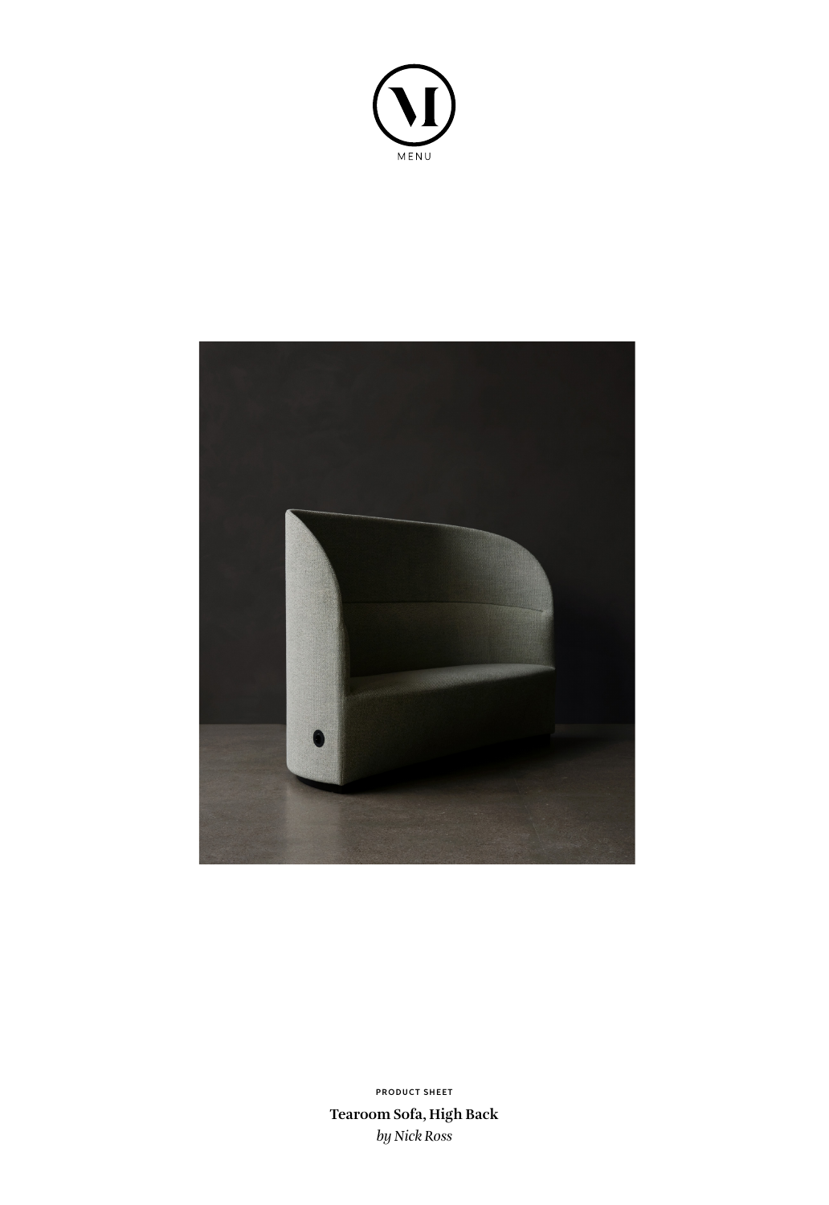MENU

PRODUCT SHEET

# Tearoom Sofa, High Back

*by Nick Ross*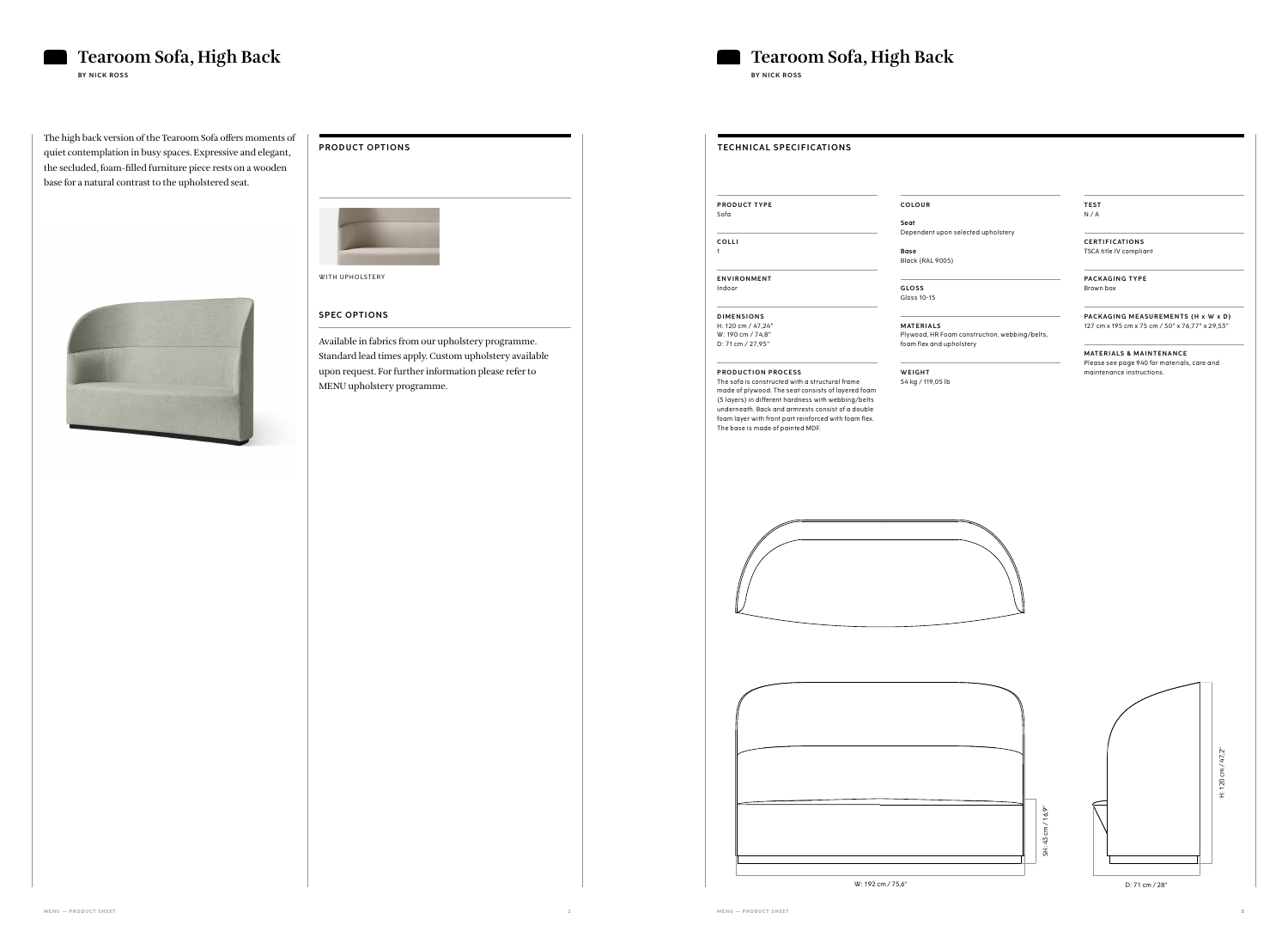# Tearoom Sofa, High Back

BY NICK ROSS

The high back version of the Tearoom Sofa offers moments of quiet contemplation in busy spaces. Expressive and elegant, the secluded, foam-filled furniture piece rests on a wooden base for a natural contrast to the upholstered seat.

## PRODUCT OPTIONS

WITH UPHOLSTERY

## SPEC OPTIONS

Available in fabrics from our upholstery programme. Standard lead times apply. Custom upholstery available upon request. For further information please refer to MENU upholstery programme.

# Tearoom Sofa, High Back

BY NICK ROSS

## TECHNICAL SPECIFICATIONS

**PRODUCT TYPE**
Sofa

**COLLI**
1

**ENVIRONMENT**
Indoor

**DIMENSIONS**
H: 120 cm / 47,24"
W: 190 cm / 74,8"
D: 71 cm / 27,95"

**PRODUCTION PROCESS**
The sofa is constructed with a structural frame made of plywood. The seat consists of layered foam (5 layers) in different hardness with webbing/belts underneath. Back and armrests consist of a double foam layer with front part reinforced with foam flex. The base is made of painted MDF.

**COLOUR**

**Seat**
Dependent upon selected upholstery

**Base**
Black (RAL 9005)

**GLOSS**
Gloss 10-15

**MATERIALS**
Plywood, HR Foam construction, webbing/belts, foam flex and upholstery

**WEIGHT**
54 kg / 119,05 lb

**TEST**
N / A

**CERTIFICATIONS**
TSCA title IV compliant

**PACKAGING TYPE**
Brown box

**PACKAGING MEASUREMENTS (H x W x D)**
127 cm x 195 cm x 75 cm / 50" x 76,77" x 29,53"

**MATERIALS & MAINTENANCE**
Please see page 940 for materials, care and maintenance instructions.

SH: 43 cm / 16,9"

W: 192 cm / 75,6"

H: 120 cm / 47,2"

D: 71 cm / 28"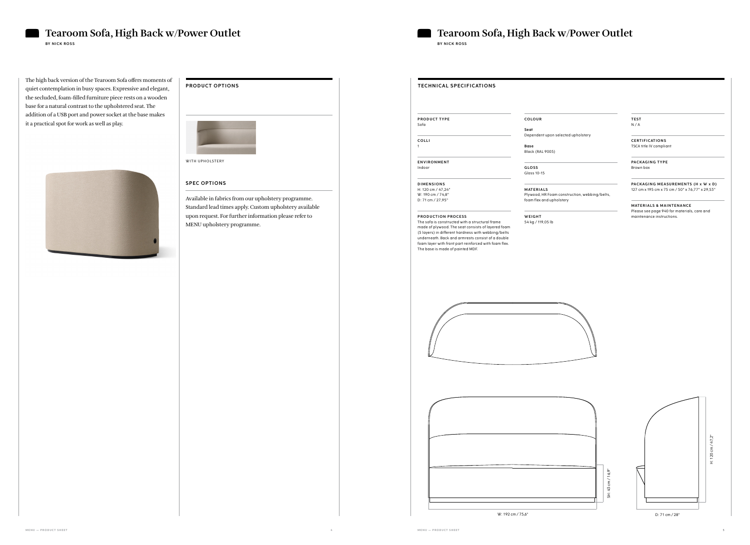# Tearoom Sofa, High Back w/Power Outlet

BY NICK ROSS

The high back version of the Tearoom Sofa offers moments of quiet contemplation in busy spaces. Expressive and elegant, the secluded, foam-filled furniture piece rests on a wooden base for a natural contrast to the upholstered seat. The addition of a USB port and power socket at the base makes it a practical spot for work as well as play.

## PRODUCT OPTIONS

WITH UPHOLSTERY

## SPEC OPTIONS

Available in fabrics from our upholstery programme. Standard lead times apply. Custom upholstery available upon request. For further information please refer to MENU upholstery programme.

# Tearoom Sofa, High Back w/Power Outlet

BY NICK ROSS

## TECHNICAL SPECIFICATIONS

**PRODUCT TYPE**
Sofa

**COLLI**
1

**ENVIRONMENT**
Indoor

**DIMENSIONS**
H: 120 cm / 47,24"
W: 190 cm / 74,8"
D: 71 cm / 27,95"

**PRODUCTION PROCESS**
The sofa is constructed with a structural frame made of plywood. The seat consists of layered foam (5 layers) in different hardness with webbing/belts underneath. Back and armrests consist of a double foam layer with front part reinforced with foam flex. The base is made of painted MDF.

**COLOUR**

**Seat**
Dependent upon selected upholstery

**Base**
Black (RAL 9005)

**GLOSS**
Gloss 10-15

**MATERIALS**
Plywood, HR Foam construction, webbing/belts, foam flex and upholstery

**WEIGHT**
54 kg / 119,05 lb

**TEST**
N / A

**CERTIFICATIONS**
TSCA title IV compliant

**PACKAGING TYPE**
Brown box

**PACKAGING MEASUREMENTS (H x W x D)**
127 cm x 195 cm x 75 cm / 50" x 76,77" x 29,53"

**MATERIALS & MAINTENANCE**
Please see page 940 for materials, care and maintenance instructions.

SH: 43 cm / 16,9"

W: 192 cm / 75,6"

H: 120 cm / 47,2"

D: 71 cm / 28"